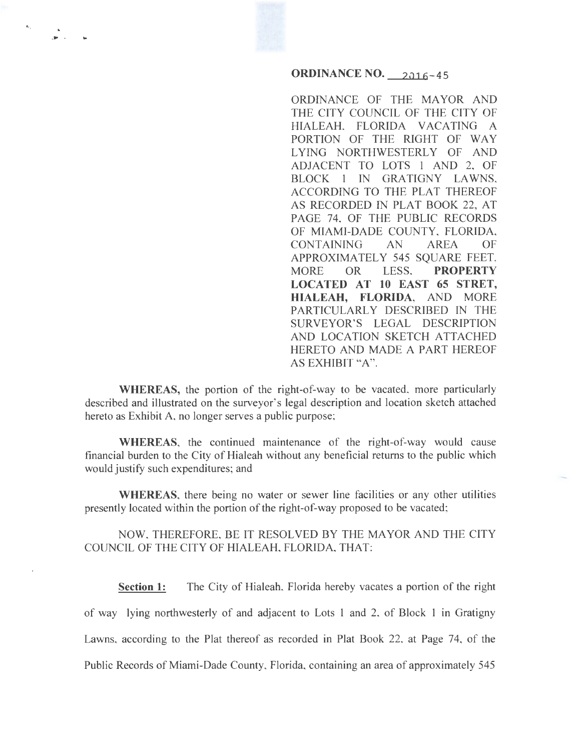**ORDINANCE NO. 2016-45**

ORDINANCE OF THE MAYOR AND THE CITY COUNCIL OF THE CITY OF HIALEAH, FLORIDA VACATING A PORTION OF THE RIGHT OF WAY LYING NORTHWESTERLY OF AND ADJACENT TO LOTS 1 AND 2, OF BLOCK 1 IN GRATIGNY LAWNS, ACCORDING TO THE PLAT THEREOF AS RECORDED IN PLAT BOOK 22, AT PAGE 74, OF THE PUBLIC RECORDS OF MIAMI-DADE COUNTY, FLORIDA, CONTAINING AN AREA OF APPROXIMATELY 545 SQUARE FEET, MORE OR LESS, **PROPERTY LOCATED AT 10 EAST 65 STRET, HIALEAH, FLORIDA**, AND MORE PARTICULARLY DESCRIBED IN THE SURVEYOR'S LEGAL DESCRIPTION AND LOCATION SKETCH ATTACHED HERETO AND MADE A PART HEREOF AS EXHIBIT "A".

**WHEREAS,** the portion of the right-of-way to be vacated, more particularly described and illustrated on the surveyor's legal description and location sketch attached hereto as Exhibit A, no longer serves a public purpose;

**WHEREAS**, the continued maintenance of the right-of-way would cause financial burden to the City of Hialeah without any beneficial returns to the public which would justify such expenditures; and

**WHEREAS**, there being no water or sewer line facilities or any other utilities presently located within the portion of the right-of-way proposed to be vacated;

NOW, THEREFORE, BE IT RESOLVED BY THE MAYOR AND THE CITY COUNCIL OF THE CITY OF HIALEAH, FLORIDA, THAT:

**Section 1:** The City of Hialeah, Florida hereby vacates a portion of the right of way lying northwesterly of and adjacent to Lots 1 and 2, of Block 1 in Gratigny Lawns, according to the Plat thereof as recorded in Plat Book 22, at Page 74, of the Public Records of Miami-Dade County, Florida, containing an area of approximately 545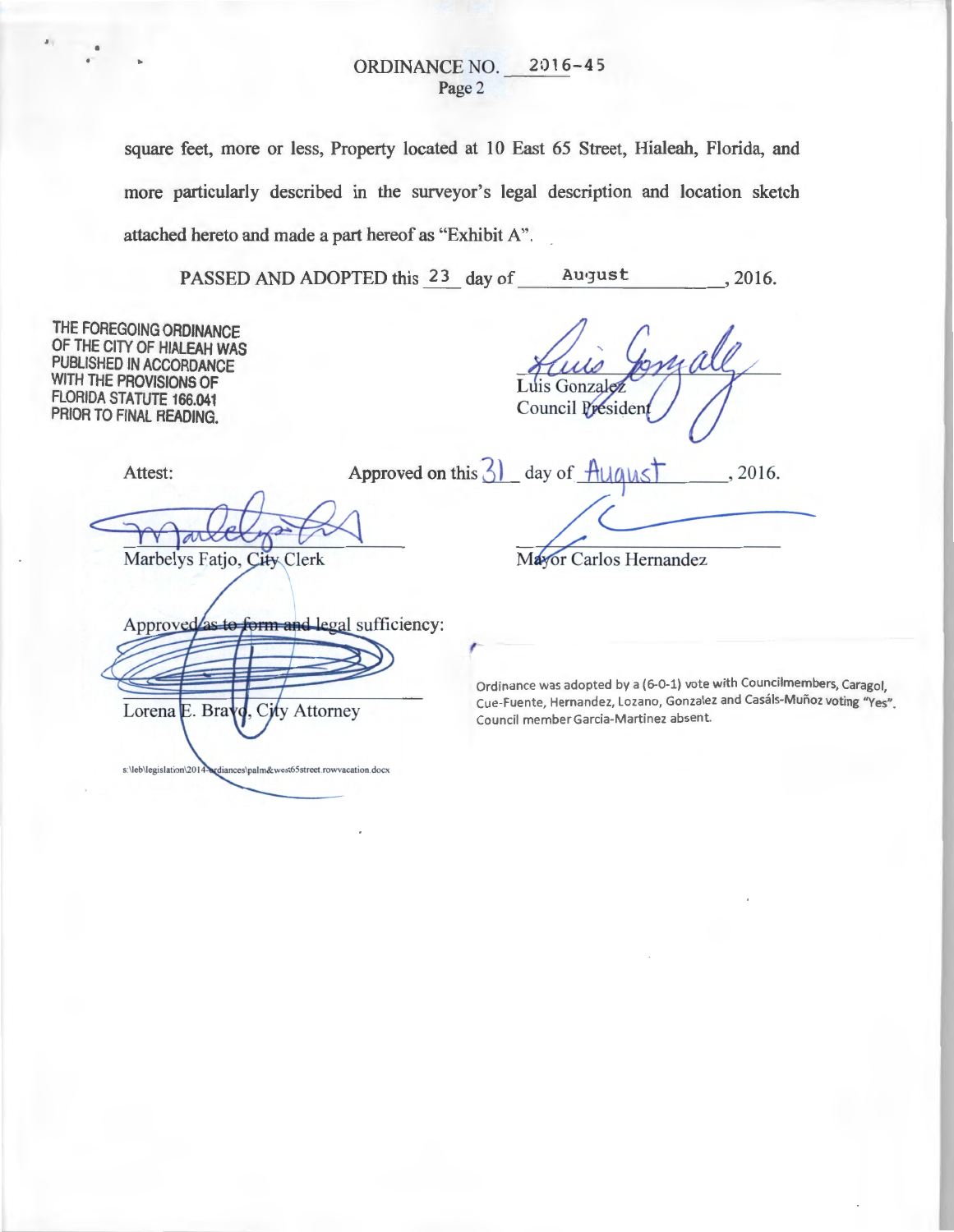ORDINANCE NO. 2016-45
Page 2

square feet, more or less, Property located at 10 East 65 Street, Hialeah, Florida, and more particularly described in the surveyor's legal description and location sketch attached hereto and made a part hereof as "Exhibit A".

PASSED AND ADOPTED this 23 day of August, 2016.

THE FOREGOING ORDINANCE OF THE CITY OF HIALEAH WAS PUBLISHED IN ACCORDANCE WITH THE PROVISIONS OF FLORIDA STATUTE 166.041 PRIOR TO FINAL READING.

Luis Gonzalez
Council President

Attest:

Approved on this 31 day of August, 2016.

Marbelys Fatjo, City Clerk

Mayor Carlos Hernandez

Approved as to form and legal sufficiency:

Lorena E. Bravo, City Attorney

Ordinance was adopted by a (6-0-1) vote with Councilmembers, Caragol, Cue-Fuente, Hernandez, Lozano, Gonzalez and Casáls-Muñoz voting "Yes". Council member Garcia-Martinez absent.

s:\leb\legislation\2014-ordiances\palm&west65street.rowvacation.docx